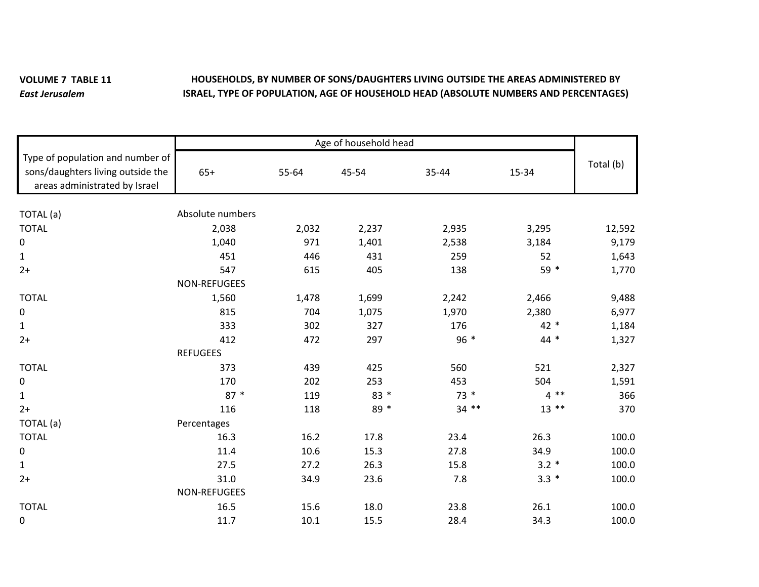**VOLUME 7 TABLE 11**
*East Jerusalem*

**HOUSEHOLDS, BY NUMBER OF SONS/DAUGHTERS LIVING OUTSIDE THE AREAS ADMINISTERED BY ISRAEL, TYPE OF POPULATION, AGE OF HOUSEHOLD HEAD (ABSOLUTE NUMBERS AND PERCENTAGES)**

| Type of population and number of sons/daughters living outside the areas administrated by Israel | Age of household head | | | | | Total (b) |
|---|---|---|---|---|---|---|
| | 65+ | 55-64 | 45-54 | 35-44 | 15-34 | |
| TOTAL (a) | Absolute numbers | | | | | |
| TOTAL | 2,038 | 2,032 | 2,237 | 2,935 | 3,295 | 12,592 |
| 0 | 1,040 | 971 | 1,401 | 2,538 | 3,184 | 9,179 |
| 1 | 451 | 446 | 431 | 259 | 52 | 1,643 |
| 2+ | 547 | 615 | 405 | 138 | 59 * | 1,770 |
| | NON-REFUGEES | | | | | |
| TOTAL | 1,560 | 1,478 | 1,699 | 2,242 | 2,466 | 9,488 |
| 0 | 815 | 704 | 1,075 | 1,970 | 2,380 | 6,977 |
| 1 | 333 | 302 | 327 | 176 | 42 * | 1,184 |
| 2+ | 412 | 472 | 297 | 96 * | 44 * | 1,327 |
| | REFUGEES | | | | | |
| TOTAL | 373 | 439 | 425 | 560 | 521 | 2,327 |
| 0 | 170 | 202 | 253 | 453 | 504 | 1,591 |
| 1 | 87 * | 119 | 83 * | 73 * | 4 ** | 366 |
| 2+ | 116 | 118 | 89 * | 34 ** | 13 ** | 370 |
| TOTAL (a) | Percentages | | | | | |
| TOTAL | 16.3 | 16.2 | 17.8 | 23.4 | 26.3 | 100.0 |
| 0 | 11.4 | 10.6 | 15.3 | 27.8 | 34.9 | 100.0 |
| 1 | 27.5 | 27.2 | 26.3 | 15.8 | 3.2 * | 100.0 |
| 2+ | 31.0 | 34.9 | 23.6 | 7.8 | 3.3 * | 100.0 |
| | NON-REFUGEES | | | | | |
| TOTAL | 16.5 | 15.6 | 18.0 | 23.8 | 26.1 | 100.0 |
| 0 | 11.7 | 10.1 | 15.5 | 28.4 | 34.3 | 100.0 |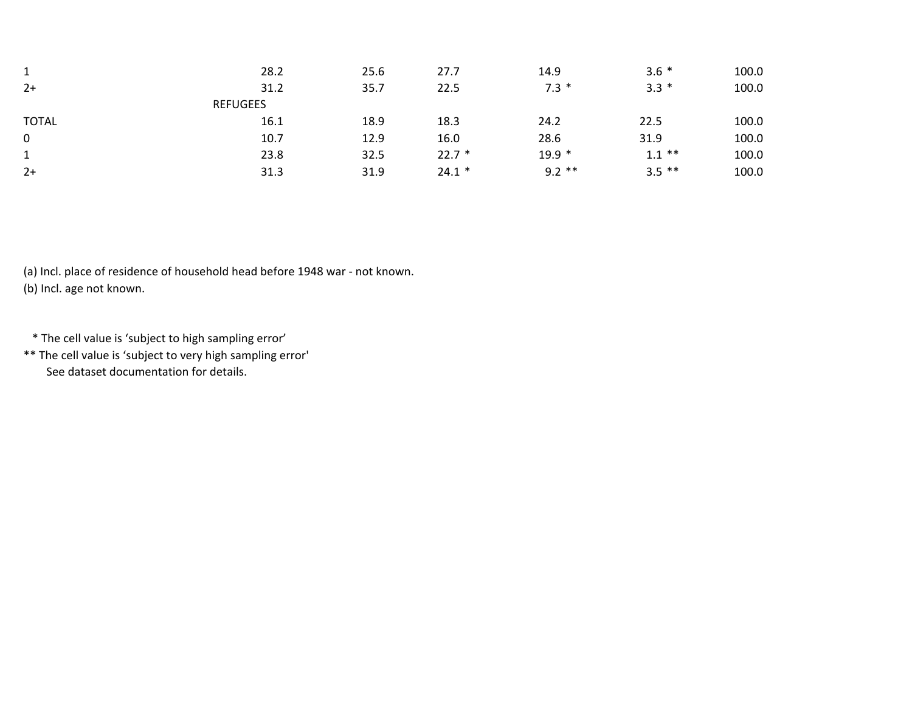| | | | | | | |
|---|---|---|---|---|---|---|
| 1 | 28.2 | 25.6 | 27.7 | 14.9 | 3.6 * | 100.0 |
| 2+ | 31.2 | 35.7 | 22.5 | 7.3 * | 3.3 * | 100.0 |
| REFUGEES | | | | | | |
| TOTAL | 16.1 | 18.9 | 18.3 | 24.2 | 22.5 | 100.0 |
| 0 | 10.7 | 12.9 | 16.0 | 28.6 | 31.9 | 100.0 |
| 1 | 23.8 | 32.5 | 22.7 * | 19.9 * | 1.1 ** | 100.0 |
| 2+ | 31.3 | 31.9 | 24.1 * | 9.2 ** | 3.5 ** | 100.0 |

(a) Incl. place of residence of household head before 1948 war - not known.
(b) Incl. age not known.

* The cell value is 'subject to high sampling error'
** The cell value is 'subject to very high sampling error'
See dataset documentation for details.